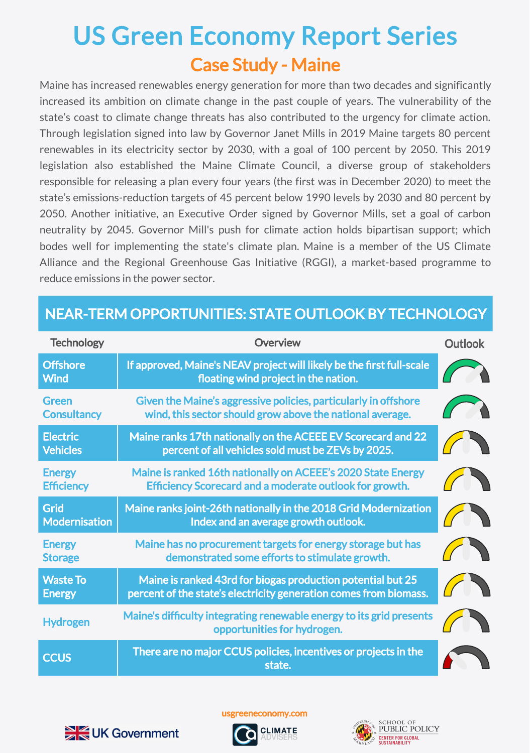# US Green Economy Report Series

## Case Study - Maine

Maine has increased renewables energy generation for more than two decades and significantly increased its ambition on climate change in the past couple of years. The vulnerability of the state's coast to climate change threats has also contributed to the urgency for climate action. Through legislation signed into law by Governor Janet Mills in 2019 Maine targets 80 percent renewables in its electricity sector by 2030, with a goal of 100 percent by 2050. This 2019 legislation also established the Maine Climate Council, a diverse group of stakeholders responsible for releasing a plan every four years (the first was in December 2020) to meet the state's emissions-reduction targets of 45 percent below 1990 levels by 2030 and 80 percent by 2050. Another initiative, an Executive Order signed by Governor Mills, set a goal of carbon neutrality by 2045. Governor Mill's push for climate action holds bipartisan support; which bodes well for implementing the state's climate plan. Maine is a member of the US Climate Alliance and the Regional Greenhouse Gas Initiative (RGGI), a market-based programme to reduce emissions in the power sector.

## NEAR-TERM OPPORTUNITIES: STATE OUTLOOK BY TECHNOLOGY

| Technology | Overview | Outlook |
|---|---|---|
| Offshore Wind | If approved, Maine's NEAV project will likely be the first full-scale floating wind project in the nation. | |
| Green Consultancy | Given the Maine's aggressive policies, particularly in offshore wind, this sector should grow above the national average. | |
| Electric Vehicles | Maine ranks 17th nationally on the ACEEE EV Scorecard and 22 percent of all vehicles sold must be ZEVs by 2025. | |
| Energy Efficiency | Maine is ranked 16th nationally on ACEEE's 2020 State Energy Efficiency Scorecard and a moderate outlook for growth. | |
| Grid Modernisation | Maine ranks joint-26th nationally in the 2018 Grid Modernization Index and an average growth outlook. | |
| Energy Storage | Maine has no procurement targets for energy storage but has demonstrated some efforts to stimulate growth. | |
| Waste To Energy | Maine is ranked 43rd for biogas production potential but 25 percent of the state's electricity generation comes from biomass. | |
| Hydrogen | Maine's difficulty integrating renewable energy to its grid presents opportunities for hydrogen. | |
| CCUS | There are no major CCUS policies, incentives or projects in the state. | |

usgreeneconomy.com

UK Government | CLIMATE ADVISERS | SCHOOL OF PUBLIC POLICY – CENTER FOR GLOBAL SUSTAINABILITY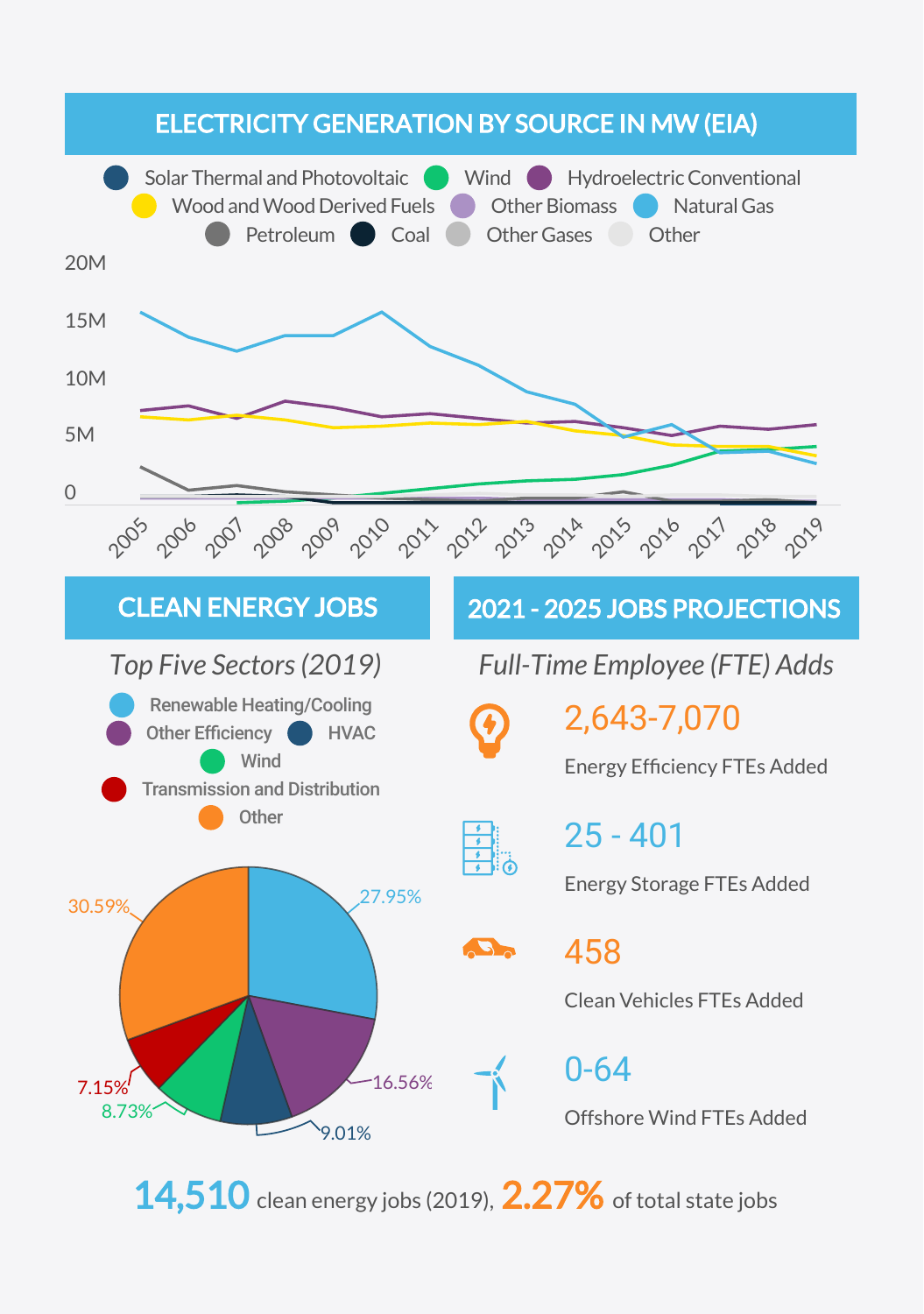## ELECTRICITY GENERATION BY SOURCE IN MW (EIA)

Solar Thermal and Photovoltaic
Wind
Hydroelectric Conventional
Wood and Wood Derived Fuels
Other Biomass
Natural Gas
Petroleum
Coal
Other Gases
Other

20M
15M
10M
5M
0

2005 2006 2007 2008 2009 2010 2011 2012 2013 2014 2015 2016 2017 2018 2019

## CLEAN ENERGY JOBS

*Top Five Sectors (2019)*

Renewable Heating/Cooling
Other Efficiency
HVAC
Wind
Transmission and Distribution
Other

30.59%
27.95%
16.56%
9.01%
8.73%
7.15%

## 2021 - 2025 JOBS PROJECTIONS

*Full-Time Employee (FTE) Adds*

**2,643-7,070**
Energy Efficiency FTEs Added

**25 - 401**
Energy Storage FTEs Added

**458**
Clean Vehicles FTEs Added

**0-64**
Offshore Wind FTEs Added

**14,510** clean energy jobs (2019), **2.27%** of total state jobs